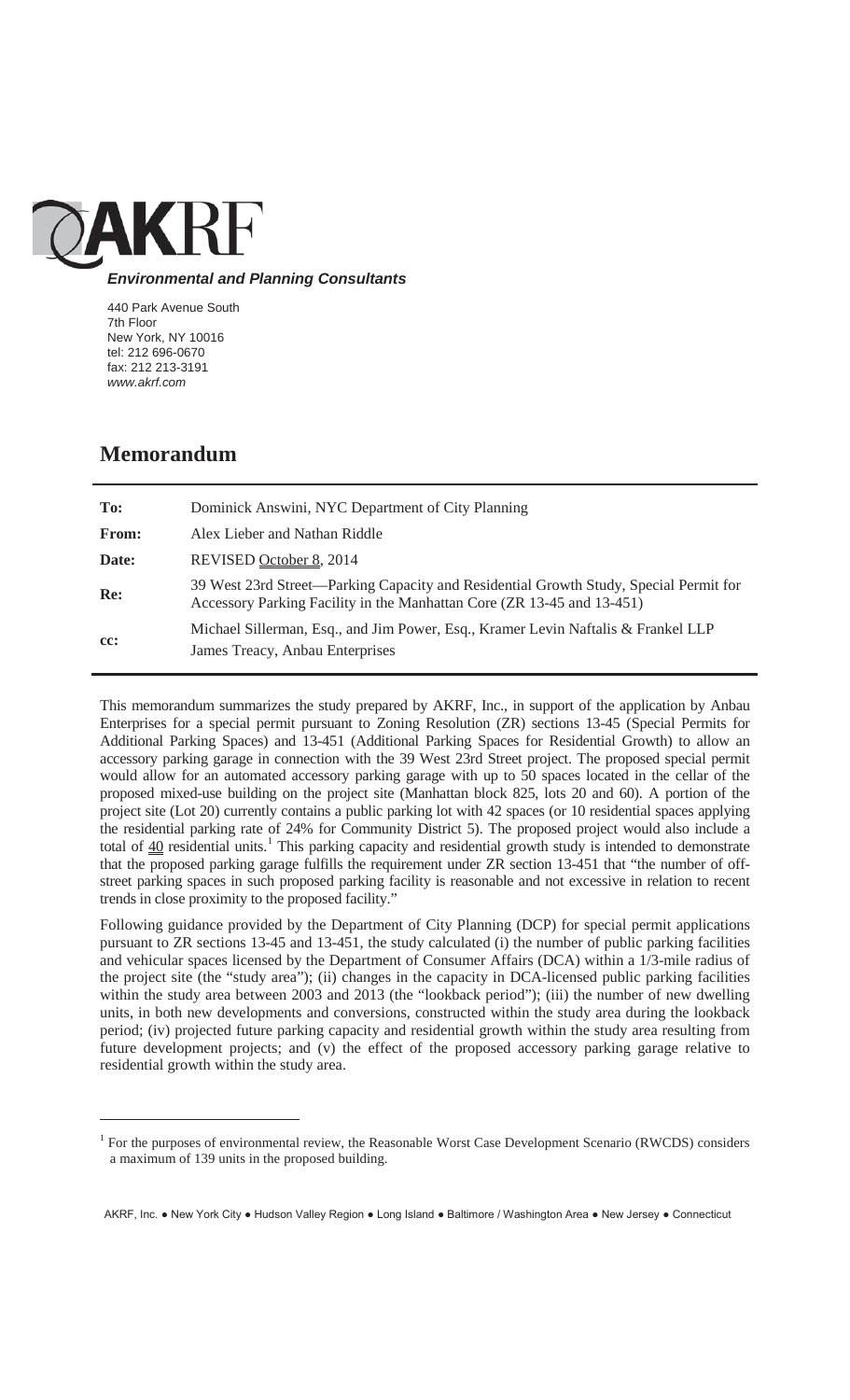# AKRF

***Environmental and Planning Consultants***

440 Park Avenue South
7th Floor
New York, NY 10016
tel: 212 696-0670
fax: 212 213-3191
*www.akrf.com*

## Memorandum

| | |
|---|---|
| **To:** | Dominick Answini, NYC Department of City Planning |
| **From:** | Alex Lieber and Nathan Riddle |
| **Date:** | REVISED October 8, 2014 |
| **Re:** | 39 West 23rd Street—Parking Capacity and Residential Growth Study, Special Permit for Accessory Parking Facility in the Manhattan Core (ZR 13-45 and 13-451) |
| **cc:** | Michael Sillerman, Esq., and Jim Power, Esq., Kramer Levin Naftalis & Frankel LLP<br>James Treacy, Anbau Enterprises |

This memorandum summarizes the study prepared by AKRF, Inc., in support of the application by Anbau Enterprises for a special permit pursuant to Zoning Resolution (ZR) sections 13-45 (Special Permits for Additional Parking Spaces) and 13-451 (Additional Parking Spaces for Residential Growth) to allow an accessory parking garage in connection with the 39 West 23rd Street project. The proposed special permit would allow for an automated accessory parking garage with up to 50 spaces located in the cellar of the proposed mixed-use building on the project site (Manhattan block 825, lots 20 and 60). A portion of the project site (Lot 20) currently contains a public parking lot with 42 spaces (or 10 residential spaces applying the residential parking rate of 24% for Community District 5). The proposed project would also include a total of 40 residential units.[1] This parking capacity and residential growth study is intended to demonstrate that the proposed parking garage fulfills the requirement under ZR section 13-451 that "the number of off-street parking spaces in such proposed parking facility is reasonable and not excessive in relation to recent trends in close proximity to the proposed facility."

Following guidance provided by the Department of City Planning (DCP) for special permit applications pursuant to ZR sections 13-45 and 13-451, the study calculated (i) the number of public parking facilities and vehicular spaces licensed by the Department of Consumer Affairs (DCA) within a 1/3-mile radius of the project site (the "study area"); (ii) changes in the capacity in DCA-licensed public parking facilities within the study area between 2003 and 2013 (the "lookback period"); (iii) the number of new dwelling units, in both new developments and conversions, constructed within the study area during the lookback period; (iv) projected future parking capacity and residential growth within the study area resulting from future development projects; and (v) the effect of the proposed accessory parking garage relative to residential growth within the study area.

[1] For the purposes of environmental review, the Reasonable Worst Case Development Scenario (RWCDS) considers a maximum of 139 units in the proposed building.

AKRF, Inc. ● New York City ● Hudson Valley Region ● Long Island ● Baltimore / Washington Area ● New Jersey ● Connecticut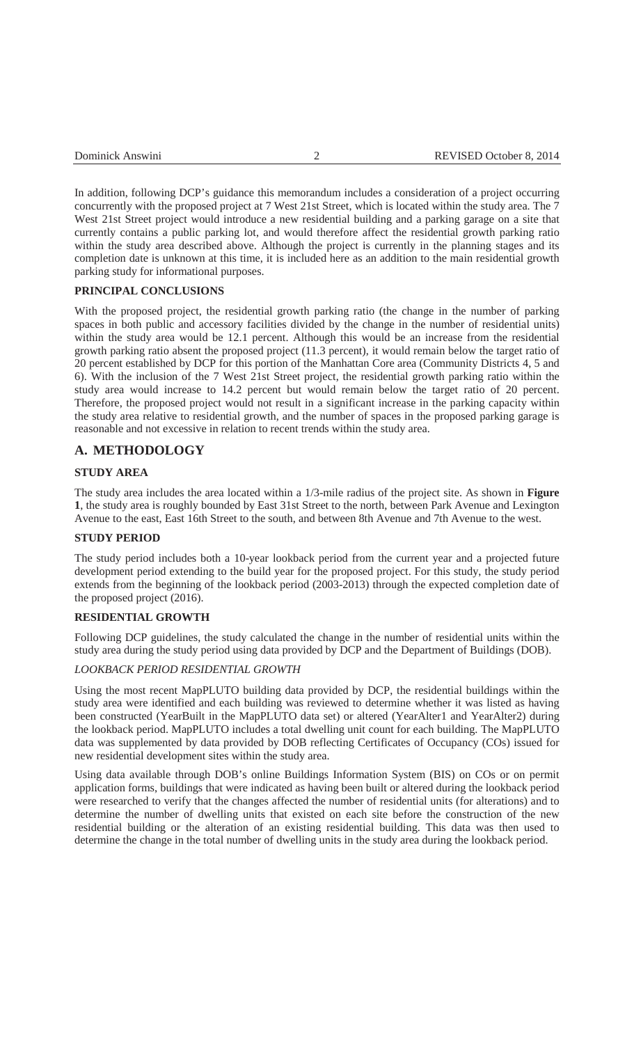In addition, following DCP's guidance this memorandum includes a consideration of a project occurring concurrently with the proposed project at 7 West 21st Street, which is located within the study area. The 7 West 21st Street project would introduce a new residential building and a parking garage on a site that currently contains a public parking lot, and would therefore affect the residential growth parking ratio within the study area described above. Although the project is currently in the planning stages and its completion date is unknown at this time, it is included here as an addition to the main residential growth parking study for informational purposes.

**PRINCIPAL CONCLUSIONS**

With the proposed project, the residential growth parking ratio (the change in the number of parking spaces in both public and accessory facilities divided by the change in the number of residential units) within the study area would be 12.1 percent. Although this would be an increase from the residential growth parking ratio absent the proposed project (11.3 percent), it would remain below the target ratio of 20 percent established by DCP for this portion of the Manhattan Core area (Community Districts 4, 5 and 6). With the inclusion of the 7 West 21st Street project, the residential growth parking ratio within the study area would increase to 14.2 percent but would remain below the target ratio of 20 percent. Therefore, the proposed project would not result in a significant increase in the parking capacity within the study area relative to residential growth, and the number of spaces in the proposed parking garage is reasonable and not excessive in relation to recent trends within the study area.

## A. METHODOLOGY

**STUDY AREA**

The study area includes the area located within a 1/3-mile radius of the project site. As shown in **Figure 1**, the study area is roughly bounded by East 31st Street to the north, between Park Avenue and Lexington Avenue to the east, East 16th Street to the south, and between 8th Avenue and 7th Avenue to the west.

**STUDY PERIOD**

The study period includes both a 10-year lookback period from the current year and a projected future development period extending to the build year for the proposed project. For this study, the study period extends from the beginning of the lookback period (2003-2013) through the expected completion date of the proposed project (2016).

**RESIDENTIAL GROWTH**

Following DCP guidelines, the study calculated the change in the number of residential units within the study area during the study period using data provided by DCP and the Department of Buildings (DOB).

*LOOKBACK PERIOD RESIDENTIAL GROWTH*

Using the most recent MapPLUTO building data provided by DCP, the residential buildings within the study area were identified and each building was reviewed to determine whether it was listed as having been constructed (YearBuilt in the MapPLUTO data set) or altered (YearAlter1 and YearAlter2) during the lookback period. MapPLUTO includes a total dwelling unit count for each building. The MapPLUTO data was supplemented by data provided by DOB reflecting Certificates of Occupancy (COs) issued for new residential development sites within the study area.

Using data available through DOB's online Buildings Information System (BIS) on COs or on permit application forms, buildings that were indicated as having been built or altered during the lookback period were researched to verify that the changes affected the number of residential units (for alterations) and to determine the number of dwelling units that existed on each site before the construction of the new residential building or the alteration of an existing residential building. This data was then used to determine the change in the total number of dwelling units in the study area during the lookback period.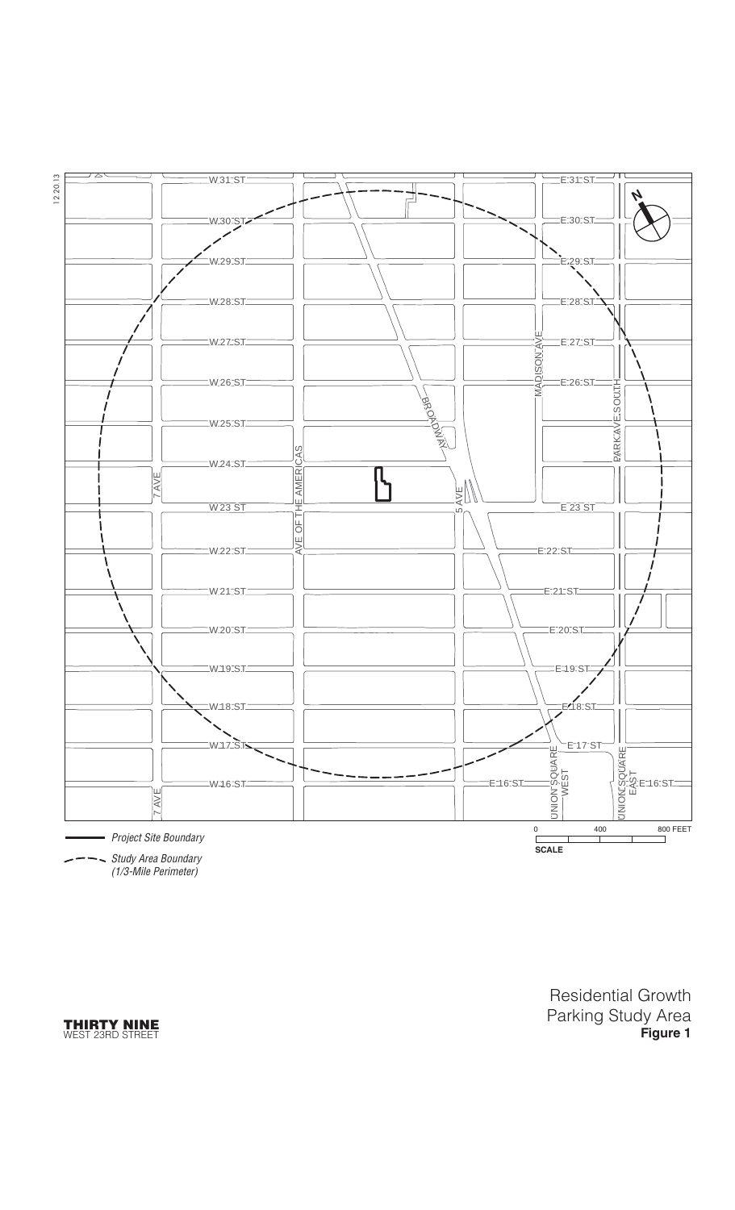W 31 ST

E 31 ST

W 30 ST

E 30 ST

W 29 ST

E 29 ST

W 28 ST

E 28 ST

W 27 ST

E 27 ST

W 26 ST

E 26 ST

W 25 ST

W 24 ST

W 23 ST

E 23 ST

W 22 ST

E 22 ST

W 21 ST

E 21 ST

W 20 ST

E 20 ST

W 19 ST

E 19 ST

W 18 ST

E 18 ST

W 17 ST

E 17 ST

W 16 ST

E 16 ST

7 AVE

AVE OF THE AMERICAS

BROADWAY

5 AVE

MADISON AVE

PARK AVE SOUTH

UNION SQUARE WEST

UNION SQUARE EAST

Project Site Boundary

Study Area Boundary (1/3-Mile Perimeter)

0 400 800 FEET

SCALE

**THIRTY NINE** WEST 23RD STREET

Residential Growth Parking Study Area

**Figure 1**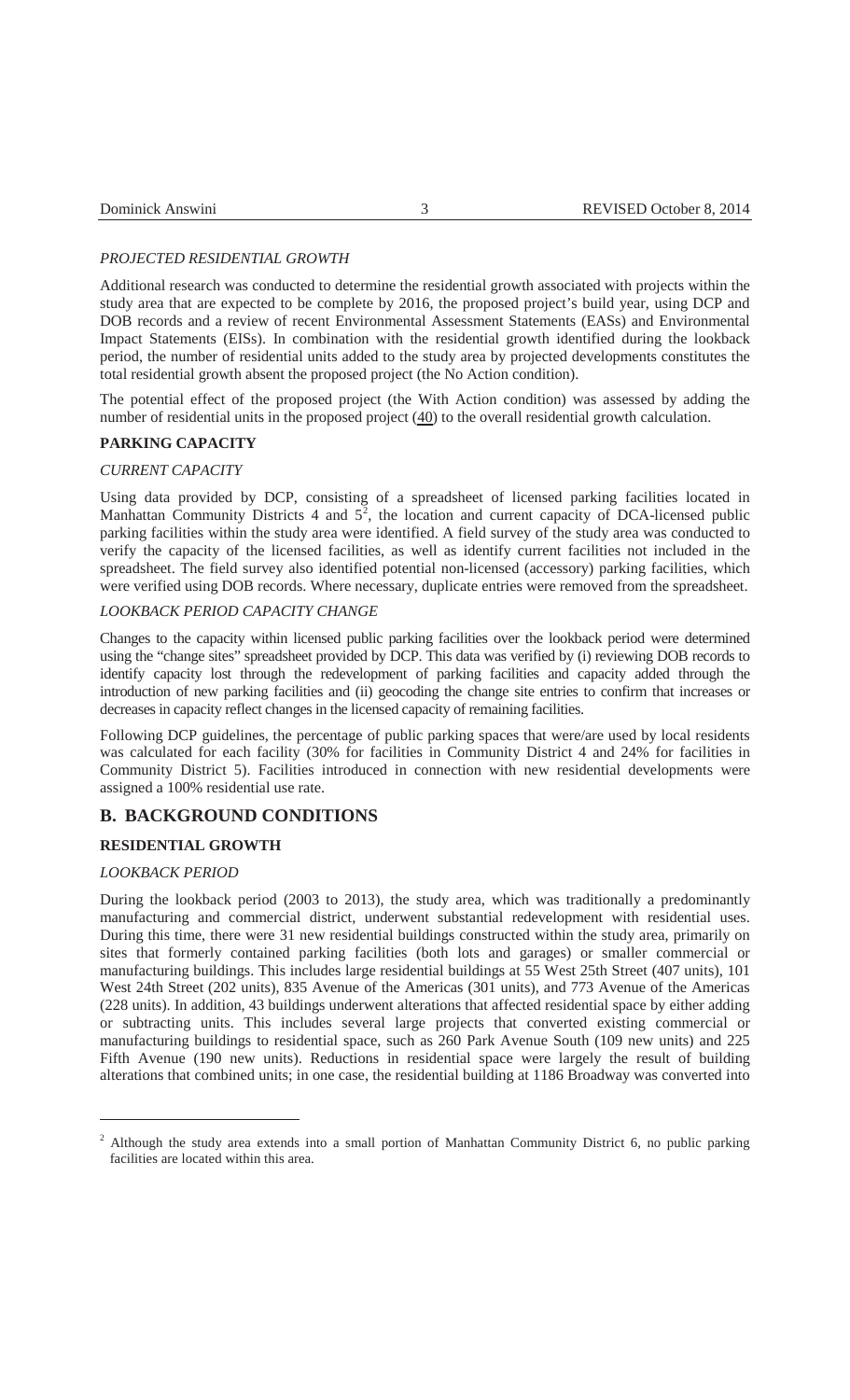*PROJECTED RESIDENTIAL GROWTH*

Additional research was conducted to determine the residential growth associated with projects within the study area that are expected to be complete by 2016, the proposed project's build year, using DCP and DOB records and a review of recent Environmental Assessment Statements (EASs) and Environmental Impact Statements (EISs). In combination with the residential growth identified during the lookback period, the number of residential units added to the study area by projected developments constitutes the total residential growth absent the proposed project (the No Action condition).

The potential effect of the proposed project (the With Action condition) was assessed by adding the number of residential units in the proposed project (40) to the overall residential growth calculation.

**PARKING CAPACITY**

*CURRENT CAPACITY*

Using data provided by DCP, consisting of a spreadsheet of licensed parking facilities located in Manhattan Community Districts 4 and 5[2], the location and current capacity of DCA-licensed public parking facilities within the study area were identified. A field survey of the study area was conducted to verify the capacity of the licensed facilities, as well as identify current facilities not included in the spreadsheet. The field survey also identified potential non-licensed (accessory) parking facilities, which were verified using DOB records. Where necessary, duplicate entries were removed from the spreadsheet.

*LOOKBACK PERIOD CAPACITY CHANGE*

Changes to the capacity within licensed public parking facilities over the lookback period were determined using the "change sites" spreadsheet provided by DCP. This data was verified by (i) reviewing DOB records to identify capacity lost through the redevelopment of parking facilities and capacity added through the introduction of new parking facilities and (ii) geocoding the change site entries to confirm that increases or decreases in capacity reflect changes in the licensed capacity of remaining facilities.

Following DCP guidelines, the percentage of public parking spaces that were/are used by local residents was calculated for each facility (30% for facilities in Community District 4 and 24% for facilities in Community District 5). Facilities introduced in connection with new residential developments were assigned a 100% residential use rate.

## B. BACKGROUND CONDITIONS

**RESIDENTIAL GROWTH**

*LOOKBACK PERIOD*

During the lookback period (2003 to 2013), the study area, which was traditionally a predominantly manufacturing and commercial district, underwent substantial redevelopment with residential uses. During this time, there were 31 new residential buildings constructed within the study area, primarily on sites that formerly contained parking facilities (both lots and garages) or smaller commercial or manufacturing buildings. This includes large residential buildings at 55 West 25th Street (407 units), 101 West 24th Street (202 units), 835 Avenue of the Americas (301 units), and 773 Avenue of the Americas (228 units). In addition, 43 buildings underwent alterations that affected residential space by either adding or subtracting units. This includes several large projects that converted existing commercial or manufacturing buildings to residential space, such as 260 Park Avenue South (109 new units) and 225 Fifth Avenue (190 new units). Reductions in residential space were largely the result of building alterations that combined units; in one case, the residential building at 1186 Broadway was converted into

---

[2] Although the study area extends into a small portion of Manhattan Community District 6, no public parking facilities are located within this area.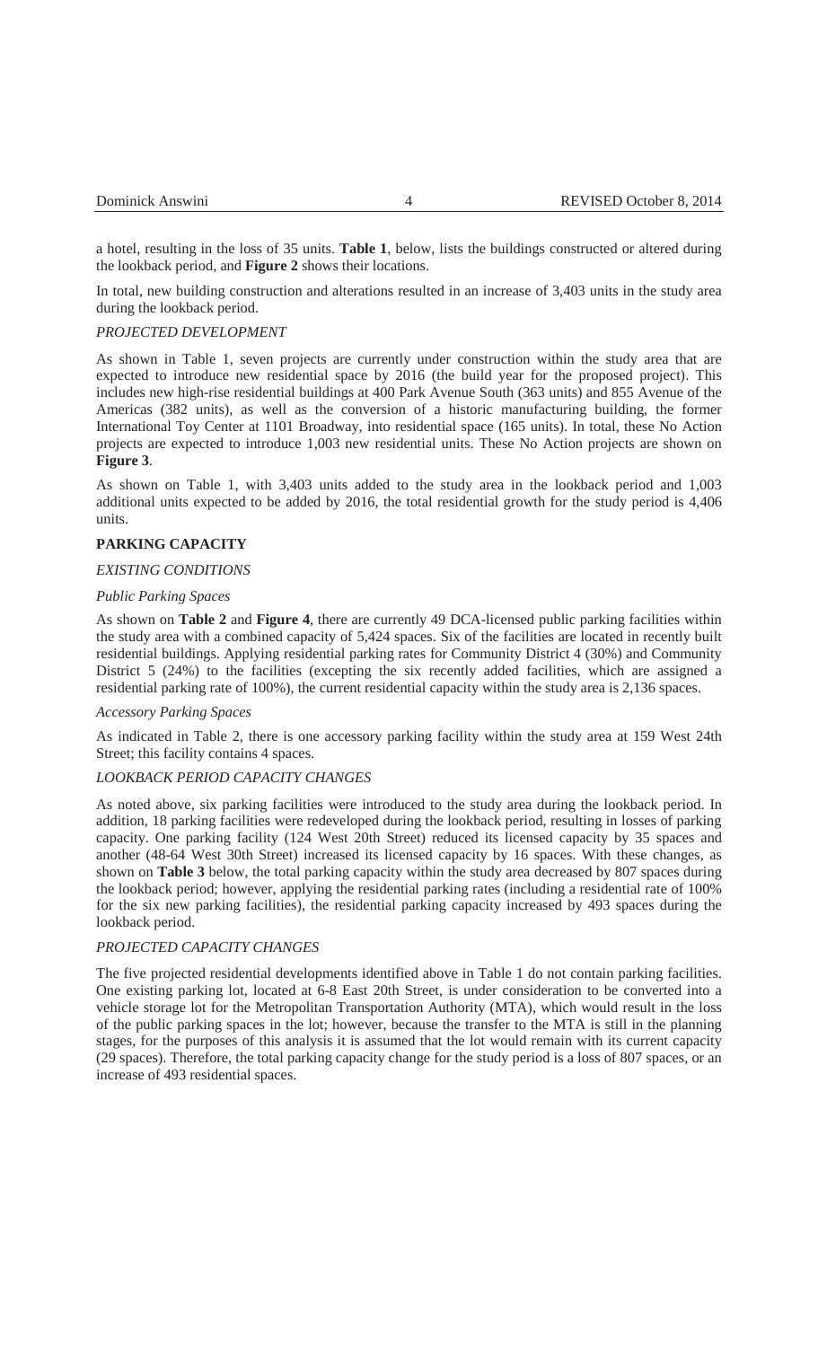a hotel, resulting in the loss of 35 units. **Table 1**, below, lists the buildings constructed or altered during the lookback period, and **Figure 2** shows their locations.

In total, new building construction and alterations resulted in an increase of 3,403 units in the study area during the lookback period.

*PROJECTED DEVELOPMENT*

As shown in Table 1, seven projects are currently under construction within the study area that are expected to introduce new residential space by 2016 (the build year for the proposed project). This includes new high-rise residential buildings at 400 Park Avenue South (363 units) and 855 Avenue of the Americas (382 units), as well as the conversion of a historic manufacturing building, the former International Toy Center at 1101 Broadway, into residential space (165 units). In total, these No Action projects are expected to introduce 1,003 new residential units. These No Action projects are shown on **Figure 3**.

As shown on Table 1, with 3,403 units added to the study area in the lookback period and 1,003 additional units expected to be added by 2016, the total residential growth for the study period is 4,406 units.

## PARKING CAPACITY

*EXISTING CONDITIONS*

*Public Parking Spaces*

As shown on **Table 2** and **Figure 4**, there are currently 49 DCA-licensed public parking facilities within the study area with a combined capacity of 5,424 spaces. Six of the facilities are located in recently built residential buildings. Applying residential parking rates for Community District 4 (30%) and Community District 5 (24%) to the facilities (excepting the six recently added facilities, which are assigned a residential parking rate of 100%), the current residential capacity within the study area is 2,136 spaces.

*Accessory Parking Spaces*

As indicated in Table 2, there is one accessory parking facility within the study area at 159 West 24th Street; this facility contains 4 spaces.

*LOOKBACK PERIOD CAPACITY CHANGES*

As noted above, six parking facilities were introduced to the study area during the lookback period. In addition, 18 parking facilities were redeveloped during the lookback period, resulting in losses of parking capacity. One parking facility (124 West 20th Street) reduced its licensed capacity by 35 spaces and another (48-64 West 30th Street) increased its licensed capacity by 16 spaces. With these changes, as shown on **Table 3** below, the total parking capacity within the study area decreased by 807 spaces during the lookback period; however, applying the residential parking rates (including a residential rate of 100% for the six new parking facilities), the residential parking capacity increased by 493 spaces during the lookback period.

*PROJECTED CAPACITY CHANGES*

The five projected residential developments identified above in Table 1 do not contain parking facilities. One existing parking lot, located at 6-8 East 20th Street, is under consideration to be converted into a vehicle storage lot for the Metropolitan Transportation Authority (MTA), which would result in the loss of the public parking spaces in the lot; however, because the transfer to the MTA is still in the planning stages, for the purposes of this analysis it is assumed that the lot would remain with its current capacity (29 spaces). Therefore, the total parking capacity change for the study period is a loss of 807 spaces, or an increase of 493 residential spaces.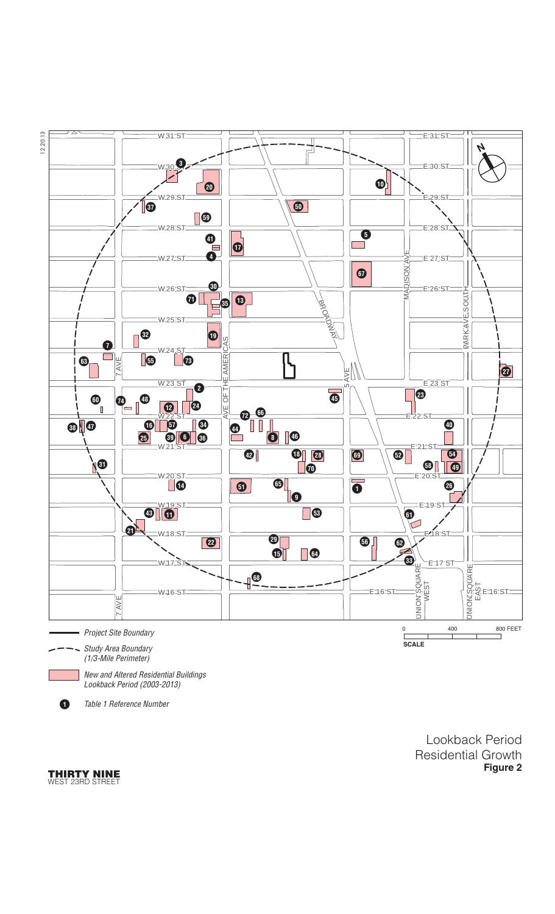Project Site Boundary

Study Area Boundary (1/3-Mile Perimeter)

New and Altered Residential Buildings Lookback Period (2003-2013)

Table 1 Reference Number

0 400 800 FEET
SCALE

Lookback Period
Residential Growth
**Figure 2**

**THIRTY NINE**
WEST 23RD STREET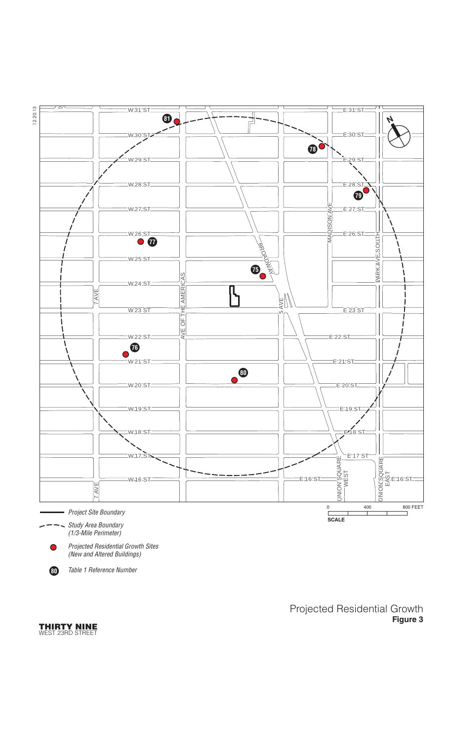Project Site Boundary

Study Area Boundary (1/3-Mile Perimeter)

Projected Residential Growth Sites (New and Altered Buildings)

Table 1 Reference Number

Projected Residential Growth
**Figure 3**

**THIRTY NINE**
WEST 23RD STREET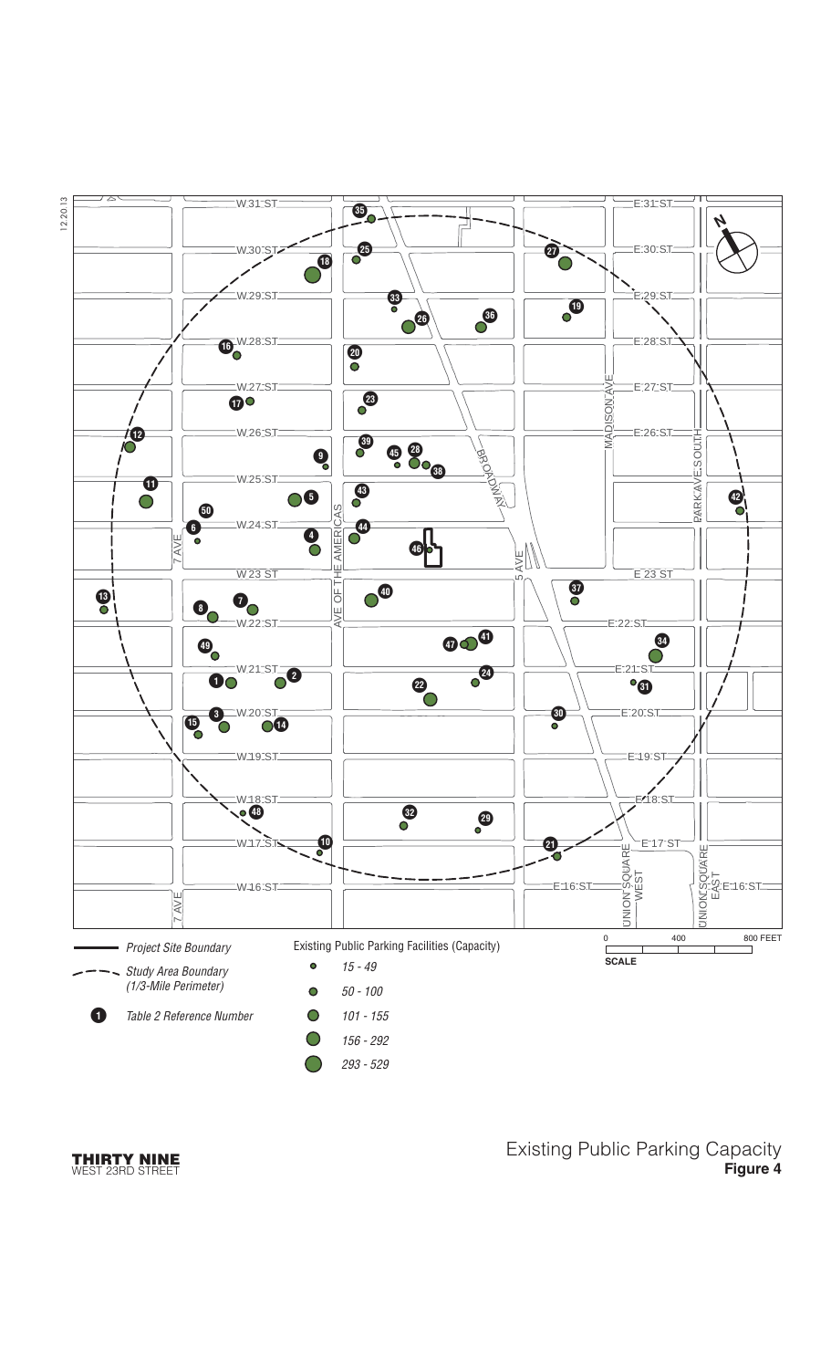Existing Public Parking Capacity

**Figure 4**

Project Site Boundary

Study Area Boundary (1/3-Mile Perimeter)

Table 2 Reference Number

Existing Public Parking Facilities (Capacity)

- 15 - 49
- 50 - 100
- 101 - 155
- 156 - 292
- 293 - 529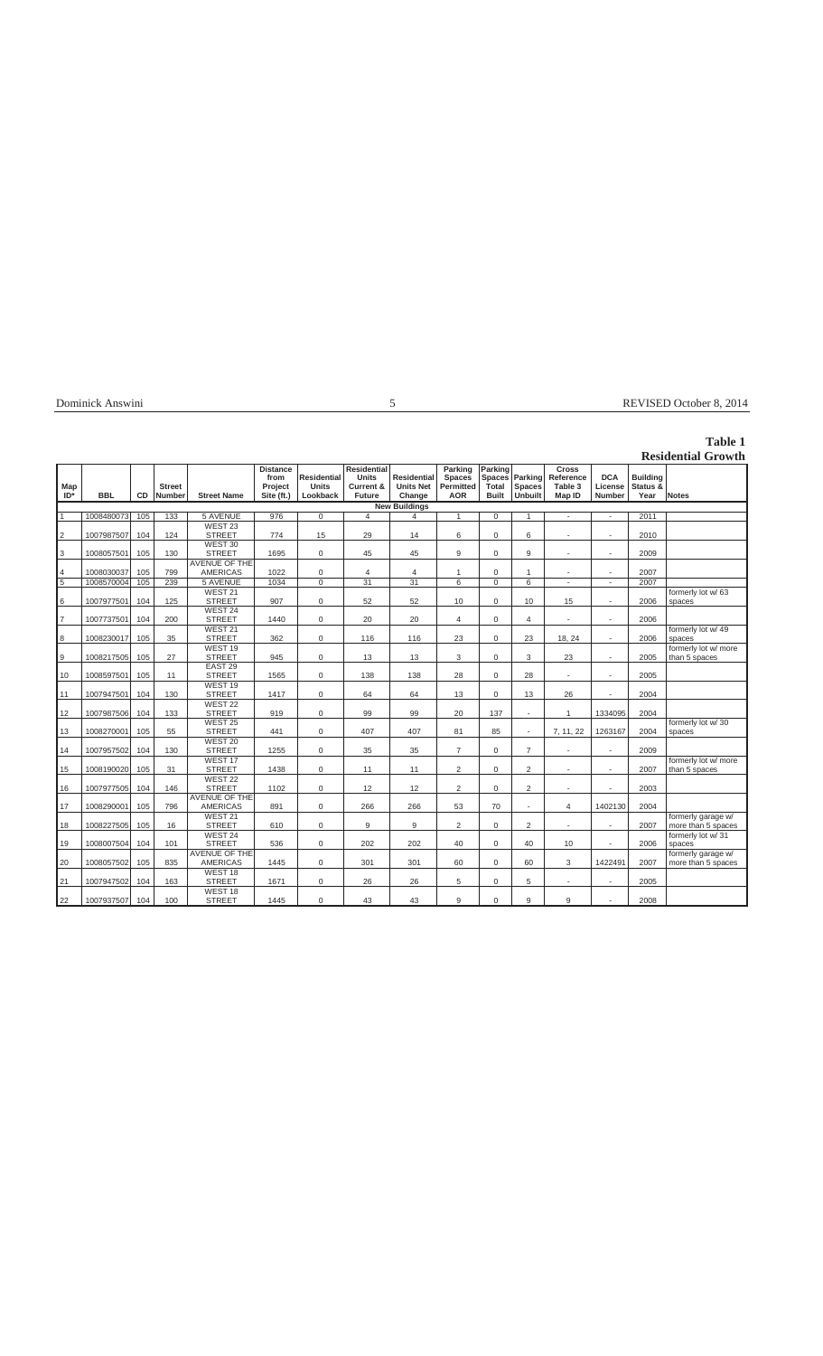**Table 1**
**Residential Growth**

| Map ID* | BBL | CD | Street Number | Street Name | Distance from Project Site (ft.) | Residential Units Lookback | Residential Units Current & Future | Residential Units Net Change | Parking Spaces Permitted AOR | Parking Spaces Total Built | Parking Spaces Unbuilt | Cross Reference Table 3 Map ID | DCA License Number | Building Status & Year | Notes |
|---|---|---|---|---|---|---|---|---|---|---|---|---|---|---|---|
| **New Buildings** | | | | | | | | | | | | | | | |
| 1 | 1008480073 | 105 | 133 | 5 AVENUE | 976 | 0 | 4 | 4 | 1 | 0 | 1 | - | - | 2011 | |
| 2 | 1007987507 | 104 | 124 | WEST 23 STREET | 774 | 15 | 29 | 14 | 6 | 0 | 6 | - | - | 2010 | |
| 3 | 1008057501 | 105 | 130 | WEST 30 STREET | 1695 | 0 | 45 | 45 | 9 | 0 | 9 | - | - | 2009 | |
| 4 | 1008030037 | 105 | 799 | AVENUE OF THE AMERICAS | 1022 | 0 | 4 | 4 | 1 | 0 | 1 | - | - | 2007 | |
| 5 | 1008570004 | 105 | 239 | 5 AVENUE | 1034 | 0 | 31 | 31 | 6 | 0 | 6 | - | - | 2007 | |
| 6 | 1007977501 | 104 | 125 | WEST 21 STREET | 907 | 0 | 52 | 52 | 10 | 0 | 10 | 15 | - | 2006 | formerly lot w/ 63 spaces |
| 7 | 1007737501 | 104 | 200 | WEST 24 STREET | 1440 | 0 | 20 | 20 | 4 | 0 | 4 | - | - | 2006 | |
| 8 | 1008230017 | 105 | 35 | WEST 21 STREET | 362 | 0 | 116 | 116 | 23 | 0 | 23 | 18, 24 | - | 2006 | formerly lot w/ 49 spaces |
| 9 | 1008217505 | 105 | 27 | WEST 19 STREET | 945 | 0 | 13 | 13 | 3 | 0 | 3 | 23 | - | 2005 | formerly lot w/ more than 5 spaces |
| 10 | 1008597501 | 105 | 11 | EAST 29 STREET | 1565 | 0 | 138 | 138 | 28 | 0 | 28 | - | - | 2005 | |
| 11 | 1007947501 | 104 | 130 | WEST 19 STREET | 1417 | 0 | 64 | 64 | 13 | 0 | 13 | 26 | - | 2004 | |
| 12 | 1007987506 | 104 | 133 | WEST 22 STREET | 919 | 0 | 99 | 99 | 20 | 137 | - | 1 | 1334095 | 2004 | |
| 13 | 1008270001 | 105 | 55 | WEST 25 STREET | 441 | 0 | 407 | 407 | 81 | 85 | - | 7, 11, 22 | 1263167 | 2004 | formerly lot w/ 30 spaces |
| 14 | 1007957502 | 104 | 130 | WEST 20 STREET | 1255 | 0 | 35 | 35 | 7 | 0 | 7 | - | - | 2009 | |
| 15 | 1008190020 | 105 | 31 | WEST 17 STREET | 1438 | 0 | 11 | 11 | 2 | 0 | 2 | - | - | 2007 | formerly lot w/ more than 5 spaces |
| 16 | 1007977505 | 104 | 146 | WEST 22 STREET | 1102 | 0 | 12 | 12 | 2 | 0 | 2 | - | - | 2003 | |
| 17 | 1008290001 | 105 | 796 | AVENUE OF THE AMERICAS | 891 | 0 | 266 | 266 | 53 | 70 | - | 4 | 1402130 | 2004 | |
| 18 | 1008227505 | 105 | 16 | WEST 21 STREET | 610 | 0 | 9 | 9 | 2 | 0 | 2 | - | - | 2007 | formerly garage w/ more than 5 spaces |
| 19 | 1008007504 | 104 | 101 | WEST 24 STREET | 536 | 0 | 202 | 202 | 40 | 0 | 40 | 10 | - | 2006 | formerly lot w/ 31 spaces |
| 20 | 1008057502 | 105 | 835 | AVENUE OF THE AMERICAS | 1445 | 0 | 301 | 301 | 60 | 0 | 60 | 3 | 1422491 | 2007 | formerly garage w/ more than 5 spaces |
| 21 | 1007947502 | 104 | 163 | WEST 18 STREET | 1671 | 0 | 26 | 26 | 5 | 0 | 5 | - | - | 2005 | |
| 22 | 1007937507 | 104 | 100 | WEST 18 STREET | 1445 | 0 | 43 | 43 | 9 | 0 | 9 | 9 | - | 2008 | |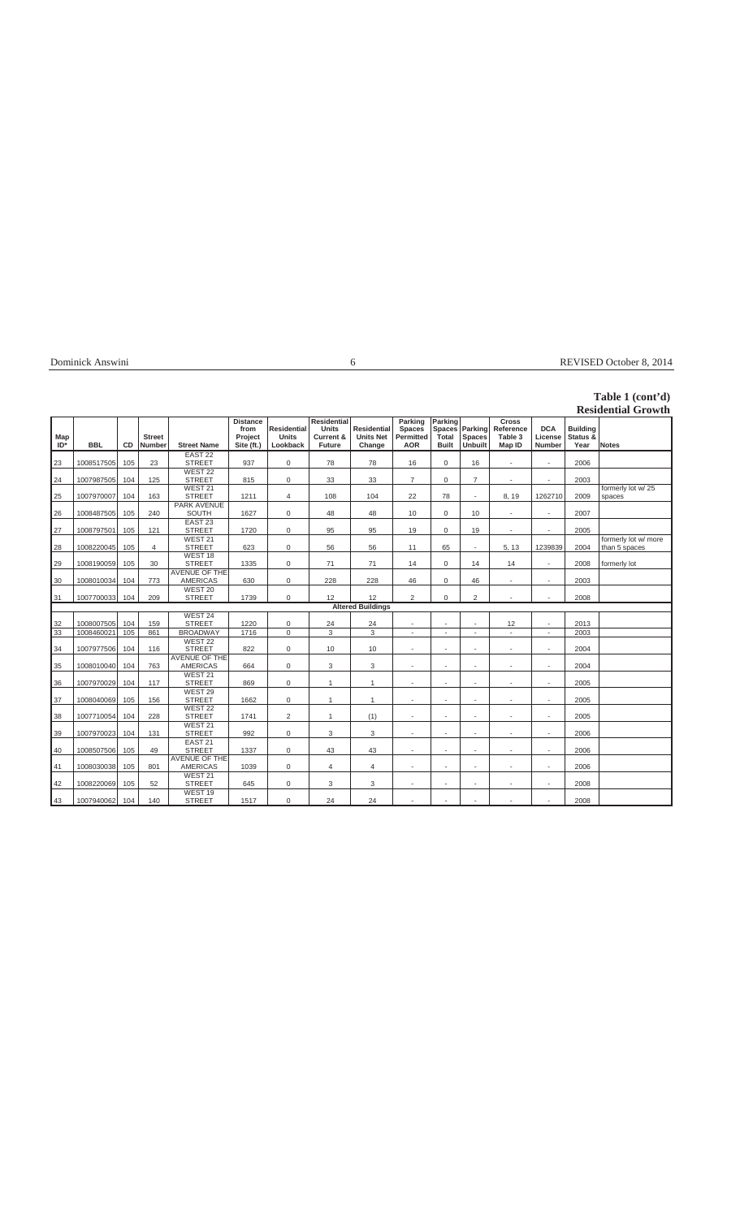**Table 1 (cont'd)**
**Residential Growth**

| Map ID* | BBL | CD | Street Number | Street Name | Distance from Project Site (ft.) | Residential Units Lookback | Residential Units Current & Future | Residential Units Net Change | Parking Spaces Permitted AOR | Parking Spaces Total Built | Parking Spaces Unbuilt | Cross Reference Table 3 Map ID | DCA License Number | Building Status & Year | Notes |
|---|---|---|---|---|---|---|---|---|---|---|---|---|---|---|---|
| 23 | 1008517505 | 105 | 23 | EAST 22 STREET | 937 | 0 | 78 | 78 | 16 | 0 | 16 | - | - | 2006 | |
| 24 | 1007987505 | 104 | 125 | WEST 22 STREET | 815 | 0 | 33 | 33 | 7 | 0 | 7 | - | - | 2003 | |
| 25 | 1007970007 | 104 | 163 | WEST 21 STREET | 1211 | 4 | 108 | 104 | 22 | 78 | - | 8, 19 | 1262710 | 2009 | formerly lot w/ 25 spaces |
| 26 | 1008487505 | 105 | 240 | PARK AVENUE SOUTH | 1627 | 0 | 48 | 48 | 10 | 0 | 10 | - | - | 2007 | |
| 27 | 1008797501 | 105 | 121 | EAST 23 STREET | 1720 | 0 | 95 | 95 | 19 | 0 | 19 | - | - | 2005 | |
| 28 | 1008220045 | 105 | 4 | WEST 21 STREET | 623 | 0 | 56 | 56 | 11 | 65 | - | 5, 13 | 1239839 | 2004 | formerly lot w/ more than 5 spaces |
| 29 | 1008190059 | 105 | 30 | WEST 18 STREET | 1335 | 0 | 71 | 71 | 14 | 0 | 14 | 14 | - | 2008 | formerly lot |
| 30 | 1008010034 | 104 | 773 | AVENUE OF THE AMERICAS | 630 | 0 | 228 | 228 | 46 | 0 | 46 | - | - | 2003 | |
| 31 | 1007700033 | 104 | 209 | WEST 20 STREET | 1739 | 0 | 12 | 12 | 2 | 0 | 2 | - | - | 2008 | |
| **Altered Buildings** | | | | | | | | | | | | | | | |
| 32 | 1008007505 | 104 | 159 | WEST 24 STREET | 1220 | 0 | 24 | 24 | - | - | - | 12 | - | 2013 | |
| 33 | 1008460021 | 105 | 861 | BROADWAY | 1716 | 0 | 3 | 3 | - | - | - | - | - | 2003 | |
| 34 | 1007977506 | 104 | 116 | WEST 22 STREET | 822 | 0 | 10 | 10 | - | - | - | - | - | 2004 | |
| 35 | 1008010040 | 104 | 763 | AVENUE OF THE AMERICAS | 664 | 0 | 3 | 3 | - | - | - | - | - | 2004 | |
| 36 | 1007970029 | 104 | 117 | WEST 21 STREET | 869 | 0 | 1 | 1 | - | - | - | - | - | 2005 | |
| 37 | 1008040069 | 105 | 156 | WEST 29 STREET | 1662 | 0 | 1 | 1 | - | - | - | - | - | 2005 | |
| 38 | 1007710054 | 104 | 228 | WEST 22 STREET | 1741 | 2 | 1 | (1) | - | - | - | - | - | 2005 | |
| 39 | 1007970023 | 104 | 131 | WEST 21 STREET | 992 | 0 | 3 | 3 | - | - | - | - | - | 2006 | |
| 40 | 1008507506 | 105 | 49 | EAST 21 STREET | 1337 | 0 | 43 | 43 | - | - | - | - | - | 2006 | |
| 41 | 1008030038 | 105 | 801 | AVENUE OF THE AMERICAS | 1039 | 0 | 4 | 4 | - | - | - | - | - | 2006 | |
| 42 | 1008220069 | 105 | 52 | WEST 21 STREET | 645 | 0 | 3 | 3 | - | - | - | - | - | 2008 | |
| 43 | 1007940062 | 104 | 140 | WEST 19 STREET | 1517 | 0 | 24 | 24 | - | - | - | - | - | 2008 | |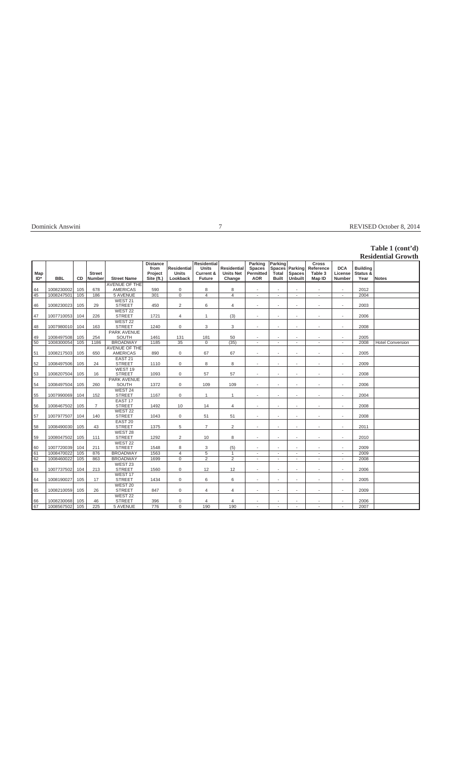**Table 1 (cont'd)**
**Residential Growth**

| Map ID* | BBL | CD | Street Number | Street Name | Distance from Project Site (ft.) | Residential Units Lookback | Residential Units Current & Future | Residential Units Net Change | Parking Spaces Permitted AOR | Parking Spaces Total Built | Parking Spaces Unbuilt | Cross Reference Table 3 Map ID | DCA License Number | Building Status & Year | Notes |
|---|---|---|---|---|---|---|---|---|---|---|---|---|---|---|---|
| 44 | 1008230002 | 105 | 678 | AVENUE OF THE AMERICAS | 590 | 0 | 8 | 8 | - | - | - | - | - | 2012 | |
| 45 | 1008247501 | 105 | 186 | 5 AVENUE | 301 | 0 | 4 | 4 | - | - | - | - | - | 2004 | |
| 46 | 1008230023 | 105 | 29 | WEST 21 STREET | 450 | 2 | 6 | 4 | - | - | - | - | - | 2003 | |
| 47 | 1007710053 | 104 | 226 | WEST 22 STREET | 1721 | 4 | 1 | (3) | - | - | - | - | - | 2006 | |
| 48 | 1007980010 | 104 | 163 | WEST 22 STREET | 1240 | 0 | 3 | 3 | - | - | - | - | - | 2008 | |
| 49 | 1008497508 | 105 | 254 | PARK AVENUE SOUTH | 1461 | 131 | 181 | 50 | - | - | - | - | - | 2005 | |
| 50 | 1008300054 | 105 | 1186 | BROADWAY | 1185 | 35 | 0 | (35) | - | - | - | - | - | 2008 | Hotel Conversion |
| 51 | 1008217503 | 105 | 650 | AVENUE OF THE AMERICAS | 890 | 0 | 67 | 67 | - | - | - | - | - | 2005 | |
| 52 | 1008497506 | 105 | 24 | EAST 21 STREET | 1110 | 0 | 8 | 8 | - | - | - | - | - | 2009 | |
| 53 | 1008207504 | 105 | 16 | WEST 19 STREET | 1093 | 0 | 57 | 57 | - | - | - | - | - | 2008 | |
| 54 | 1008497504 | 105 | 260 | PARK AVENUE SOUTH | 1372 | 0 | 109 | 109 | - | - | - | - | - | 2006 | |
| 55 | 1007990069 | 104 | 152 | WEST 24 STREET | 1167 | 0 | 1 | 1 | - | - | - | - | - | 2004 | |
| 56 | 1008467502 | 105 | 7 | EAST 17 STREET | 1492 | 10 | 14 | 4 | - | - | - | - | - | 2008 | |
| 57 | 1007977507 | 104 | 140 | WEST 22 STREET | 1043 | 0 | 51 | 51 | - | - | - | - | - | 2008 | |
| 58 | 1008490030 | 105 | 43 | EAST 20 STREET | 1375 | 5 | 7 | 2 | - | - | - | - | - | 2011 | |
| 59 | 1008047502 | 105 | 111 | WEST 28 STREET | 1292 | 2 | 10 | 8 | - | - | - | - | - | 2010 | |
| 60 | 1007720039 | 104 | 211 | WEST 22 STREET | 1548 | 8 | 3 | (5) | - | - | - | - | - | 2009 | |
| 61 | 1008470022 | 105 | 876 | BROADWAY | 1563 | 4 | 5 | 1 | - | - | - | - | - | 2009 | |
| 62 | 1008460022 | 105 | 863 | BROADWAY | 1699 | 0 | 2 | 2 | - | - | - | - | - | 2008 | |
| 63 | 1007737502 | 104 | 213 | WEST 23 STREET | 1560 | 0 | 12 | 12 | - | - | - | - | - | 2006 | |
| 64 | 1008190027 | 105 | 17 | WEST 17 STREET | 1434 | 0 | 6 | 6 | - | - | - | - | - | 2005 | |
| 65 | 1008210059 | 105 | 26 | WEST 20 STREET | 847 | 0 | 4 | 4 | - | - | - | - | - | 2009 | |
| 66 | 1008230068 | 105 | 46 | WEST 22 STREET | 396 | 0 | 4 | 4 | - | - | - | - | - | 2006 | |
| 67 | 1008567502 | 105 | 225 | 5 AVENUE | 776 | 0 | 190 | 190 | - | - | - | - | - | 2007 | |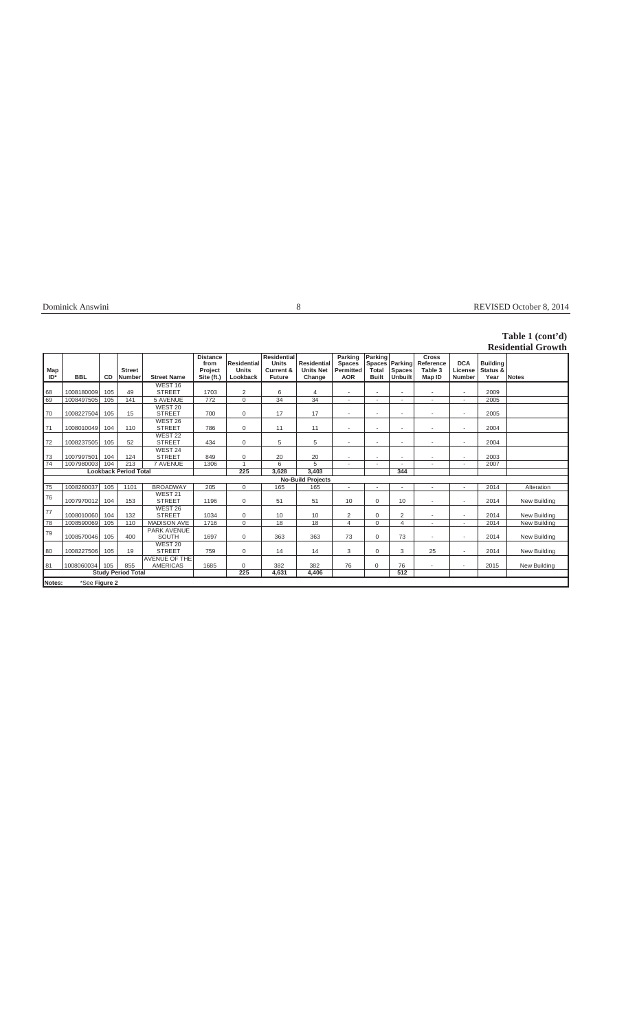**Table 1 (cont'd)**
**Residential Growth**

| Map ID* | BBL | CD | Street Number | Street Name | Distance from Project Site (ft.) | Residential Units Lookback | Residential Units Current & Future | Residential Units Net Change | Parking Spaces Permitted AOR | Parking Spaces Total Built | Parking Spaces Unbuilt | Cross Reference Table 3 Map ID | DCA License Number | Building Status & Year | Notes |
|---|---|---|---|---|---|---|---|---|---|---|---|---|---|---|---|
| 68 | 1008180009 | 105 | 49 | WEST 16 STREET | 1703 | 2 | 6 | 4 | - | - | - | - | - | 2009 | |
| 69 | 1008497505 | 105 | 141 | 5 AVENUE | 772 | 0 | 34 | 34 | - | - | - | - | - | 2005 | |
| 70 | 1008227504 | 105 | 15 | WEST 20 STREET | 700 | 0 | 17 | 17 | - | - | - | - | - | 2005 | |
| 71 | 1008010049 | 104 | 110 | WEST 26 STREET | 786 | 0 | 11 | 11 | - | - | - | - | - | 2004 | |
| 72 | 1008237505 | 105 | 52 | WEST 22 STREET | 434 | 0 | 5 | 5 | - | - | - | - | - | 2004 | |
| 73 | 1007997501 | 104 | 124 | WEST 24 STREET | 849 | 0 | 20 | 20 | - | - | - | - | - | 2003 | |
| 74 | 1007980003 | 104 | 213 | 7 AVENUE | 1306 | 1 | 6 | 5 | - | - | - | - | - | 2007 | |
| **Lookback Period Total** | | | | | | **225** | **3,628** | **3,403** | | | **344** | | | | |
| **No-Build Projects** | | | | | | | | | | | | | | | |
| 75 | 1008260037 | 105 | 1101 | BROADWAY | 205 | 0 | 165 | 165 | - | - | - | - | - | 2014 | Alteration |
| 76 | 1007970012 | 104 | 153 | WEST 21 STREET | 1196 | 0 | 51 | 51 | 10 | 0 | 10 | - | - | 2014 | New Building |
| 77 | 1008010060 | 104 | 132 | WEST 26 STREET | 1034 | 0 | 10 | 10 | 2 | 0 | 2 | - | - | 2014 | New Building |
| 78 | 1008590069 | 105 | 110 | MADISON AVE | 1716 | 0 | 18 | 18 | 4 | 0 | 4 | - | - | 2014 | New Building |
| 79 | 1008570046 | 105 | 400 | PARK AVENUE SOUTH | 1697 | 0 | 363 | 363 | 73 | 0 | 73 | - | - | 2014 | New Building |
| 80 | 1008227506 | 105 | 19 | WEST 20 STREET | 759 | 0 | 14 | 14 | 3 | 0 | 3 | 25 | - | 2014 | New Building |
| 81 | 1008060034 | 105 | 855 | AVENUE OF THE AMERICAS | 1685 | 0 | 382 | 382 | 76 | 0 | 76 | - | - | 2015 | New Building |
| **Study Period Total** | | | | | | **225** | **4,631** | **4,406** | | | **512** | | | | |

Notes: *See **Figure 2**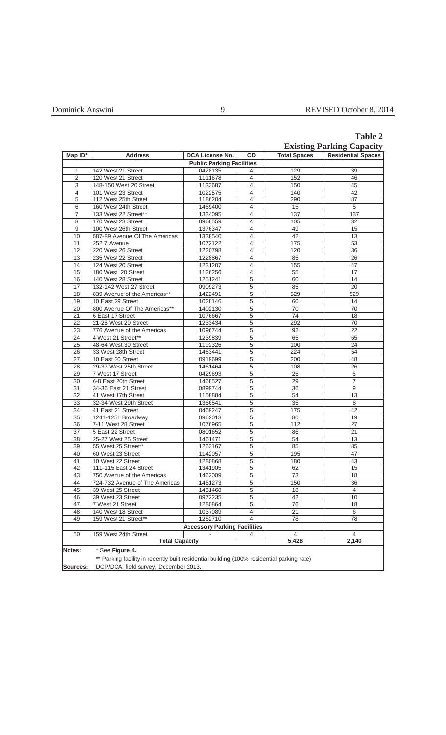## Table 2

### Existing Parking Capacity

| Map ID* | Address | DCA License No. | CD | Total Spaces | Residential Spaces |
|---|---|---|---|---|---|
| | | **Public Parking Facilities** | | | |
| 1 | 142 West 21 Street | 0428135 | 4 | 129 | 39 |
| 2 | 120 West 21 Street | 1111678 | 4 | 152 | 46 |
| 3 | 148-150 West 20 Street | 1133687 | 4 | 150 | 45 |
| 4 | 101 West 23 Street | 1022575 | 4 | 140 | 42 |
| 5 | 112 West 25th Street | 1186204 | 4 | 290 | 87 |
| 6 | 160 West 24th Street | 1469400 | 4 | 15 | 5 |
| 7 | 133 West 22 Street** | 1334095 | 4 | 137 | 137 |
| 8 | 170 West 23 Street | 0968559 | 4 | 105 | 32 |
| 9 | 100 West 26th Street | 1376347 | 4 | 49 | 15 |
| 10 | 587-89 Avenue Of The Americas | 1338540 | 4 | 42 | 13 |
| 11 | 252 7 Avenue | 1072122 | 4 | 175 | 53 |
| 12 | 220 West 26 Street | 1220798 | 4 | 120 | 36 |
| 13 | 235 West 22 Street | 1228867 | 4 | 85 | 26 |
| 14 | 124 West 20 Street | 1231207 | 4 | 155 | 47 |
| 15 | 180 West 20 Street | 1126256 | 4 | 55 | 17 |
| 16 | 140 West 28 Street | 1251241 | 5 | 60 | 14 |
| 17 | 132-142 West 27 Street | 0909273 | 5 | 85 | 20 |
| 18 | 839 Avenue of the Americas** | 1422491 | 5 | 529 | 529 |
| 19 | 10 East 29 Street | 1028146 | 5 | 60 | 14 |
| 20 | 800 Avenue Of The Americas** | 1402130 | 5 | 70 | 70 |
| 21 | 6 East 17 Street | 1076667 | 5 | 74 | 18 |
| 22 | 21-25 West 20 Street | 1233434 | 5 | 292 | 70 |
| 23 | 776 Avenue of the Americas | 1096744 | 5 | 92 | 22 |
| 24 | 4 West 21 Street** | 1239839 | 5 | 65 | 65 |
| 25 | 48-64 West 30 Street | 1192326 | 5 | 100 | 24 |
| 26 | 33 West 28th Street | 1463441 | 5 | 224 | 54 |
| 27 | 10 East 30 Street | 0919699 | 5 | 200 | 48 |
| 28 | 29-37 West 25th Street | 1461464 | 5 | 108 | 26 |
| 29 | 7 West 17 Street | 0429693 | 5 | 25 | 6 |
| 30 | 6-8 East 20th Street | 1468527 | 5 | 29 | 7 |
| 31 | 34-36 East 21 Street | 0899744 | 5 | 36 | 9 |
| 32 | 41 West 17th Street | 1158884 | 5 | 54 | 13 |
| 33 | 32-34 West 29th Street | 1366541 | 5 | 35 | 8 |
| 34 | 41 East 21 Street | 0469247 | 5 | 175 | 42 |
| 35 | 1241-1251 Broadway | 0962013 | 5 | 80 | 19 |
| 36 | 7-11 West 28 Street | 1076965 | 5 | 112 | 27 |
| 37 | 5 East 22 Street | 0801652 | 5 | 86 | 21 |
| 38 | 25-27 West 25 Street | 1461471 | 5 | 54 | 13 |
| 39 | 55 West 25 Street** | 1263167 | 5 | 85 | 85 |
| 40 | 60 West 23 Street | 1142057 | 5 | 195 | 47 |
| 41 | 10 West 22 Street | 1280868 | 5 | 180 | 43 |
| 42 | 111-115 East 24 Street | 1341905 | 5 | 62 | 15 |
| 43 | 750 Avenue of the Americas | 1462009 | 5 | 73 | 18 |
| 44 | 724-732 Avenue of The Americas | 1461273 | 5 | 150 | 36 |
| 45 | 39 West 25 Street | 1461468 | 5 | 18 | 4 |
| 46 | 39 West 23 Street | 0972235 | 5 | 42 | 10 |
| 47 | 7 West 21 Street | 1280864 | 5 | 76 | 18 |
| 48 | 140 West 18 Street | 1037089 | 4 | 21 | 6 |
| 49 | 159 West 21 Street** | 1262710 | 4 | 78 | 78 |
| | | **Accessory Parking Facilities** | | | |
| 50 | 159 West 24th Street | - | 4 | 4 | 4 |
| | **Total Capacity** | | | **5,428** | **2,140** |

**Notes:** * See **Figure 4.**

** Parking facility in recently built residential building (100% residential parking rate)

**Sources:** DCP/DCA; field survey, December 2013.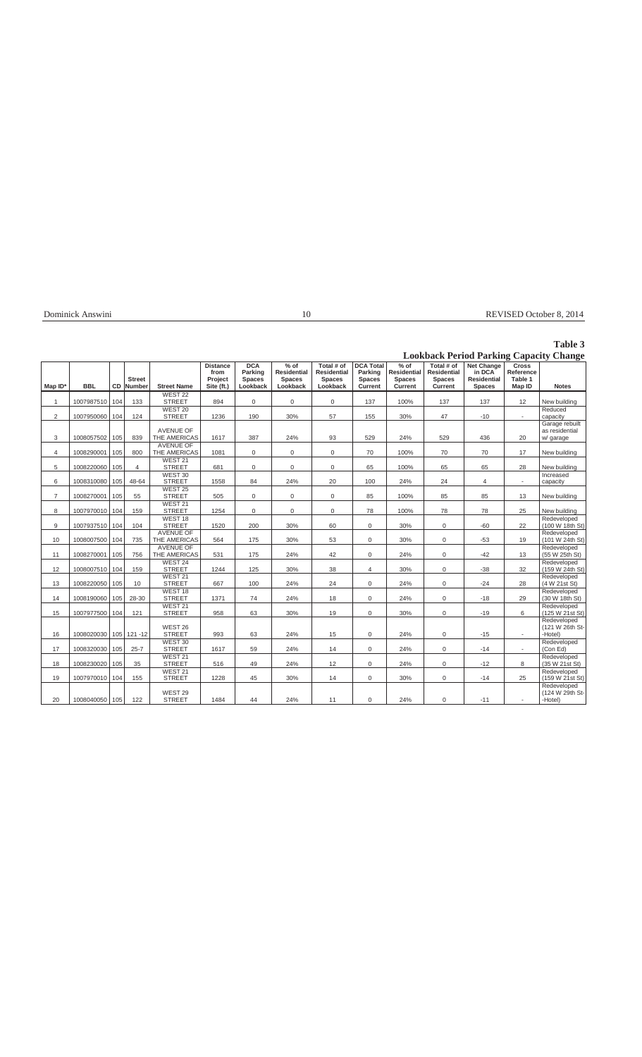## Table 3

### Lookback Period Parking Capacity Change

| Map ID* | BBL | CD | Street Number | Street Name | Distance from Project Site (ft.) | DCA Parking Spaces Lookback | % of Residential Spaces Lookback | Total # of Residential Spaces Lookback | DCA Total Parking Spaces Current | % of Residential Spaces Current | Total # of Residential Spaces Current | Net Change in DCA Residential Spaces | Cross Reference Table 1 Map ID | Notes |
|---|---|---|---|---|---|---|---|---|---|---|---|---|---|---|
| 1 | 1007987510 | 104 | 133 | WEST 22 STREET | 894 | 0 | 0 | 0 | 137 | 100% | 137 | 137 | 12 | New building |
| 2 | 1007950060 | 104 | 124 | WEST 20 STREET | 1236 | 190 | 30% | 57 | 155 | 30% | 47 | -10 | - | Reduced capacity |
| 3 | 1008057502 | 105 | 839 | AVENUE OF THE AMERICAS | 1617 | 387 | 24% | 93 | 529 | 24% | 529 | 436 | 20 | Garage rebuilt as residential w/ garage |
| 4 | 1008290001 | 105 | 800 | AVENUE OF THE AMERICAS | 1081 | 0 | 0 | 0 | 70 | 100% | 70 | 70 | 17 | New building |
| 5 | 1008220060 | 105 | 4 | WEST 21 STREET | 681 | 0 | 0 | 0 | 65 | 100% | 65 | 65 | 28 | New building |
| 6 | 1008310080 | 105 | 48-64 | WEST 30 STREET | 1558 | 84 | 24% | 20 | 100 | 24% | 24 | 4 | - | Increased capacity |
| 7 | 1008270001 | 105 | 55 | WEST 25 STREET | 505 | 0 | 0 | 0 | 85 | 100% | 85 | 85 | 13 | New building |
| 8 | 1007970010 | 104 | 159 | WEST 21 STREET | 1254 | 0 | 0 | 0 | 78 | 100% | 78 | 78 | 25 | New building |
| 9 | 1007937510 | 104 | 104 | WEST 18 STREET | 1520 | 200 | 30% | 60 | 0 | 30% | 0 | -60 | 22 | Redeveloped (100 W 18th St) |
| 10 | 1008007500 | 104 | 735 | AVENUE OF THE AMERICAS | 564 | 175 | 30% | 53 | 0 | 30% | 0 | -53 | 19 | Redeveloped (101 W 24th St) |
| 11 | 1008270001 | 105 | 756 | AVENUE OF THE AMERICAS | 531 | 175 | 24% | 42 | 0 | 24% | 0 | -42 | 13 | Redeveloped (55 W 25th St) |
| 12 | 1008007510 | 104 | 159 | WEST 24 STREET | 1244 | 125 | 30% | 38 | 4 | 30% | 0 | -38 | 32 | Redeveloped (159 W 24th St) |
| 13 | 1008220050 | 105 | 10 | WEST 21 STREET | 667 | 100 | 24% | 24 | 0 | 24% | 0 | -24 | 28 | Redeveloped (4 W 21st St) |
| 14 | 1008190060 | 105 | 28-30 | WEST 18 STREET | 1371 | 74 | 24% | 18 | 0 | 24% | 0 | -18 | 29 | Redeveloped (30 W 18th St) |
| 15 | 1007977500 | 104 | 121 | WEST 21 STREET | 958 | 63 | 30% | 19 | 0 | 30% | 0 | -19 | 6 | Redeveloped (125 W 21st St) |
| 16 | 1008020030 | 105 | 121 -12 | WEST 26 STREET | 993 | 63 | 24% | 15 | 0 | 24% | 0 | -15 | - | Redeveloped (121 W 26th St--Hotel) |
| 17 | 1008320030 | 105 | 25-7 | WEST 30 STREET | 1617 | 59 | 24% | 14 | 0 | 24% | 0 | -14 | - | Redeveloped (Con Ed) |
| 18 | 1008230020 | 105 | 35 | WEST 21 STREET | 516 | 49 | 24% | 12 | 0 | 24% | 0 | -12 | 8 | Redeveloped (35 W 21st St) |
| 19 | 1007970010 | 104 | 155 | WEST 21 STREET | 1228 | 45 | 30% | 14 | 0 | 30% | 0 | -14 | 25 | Redeveloped (159 W 21st St) |
| 20 | 1008040050 | 105 | 122 | WEST 29 STREET | 1484 | 44 | 24% | 11 | 0 | 24% | 0 | -11 | - | Redeveloped (124 W 29th St--Hotel) |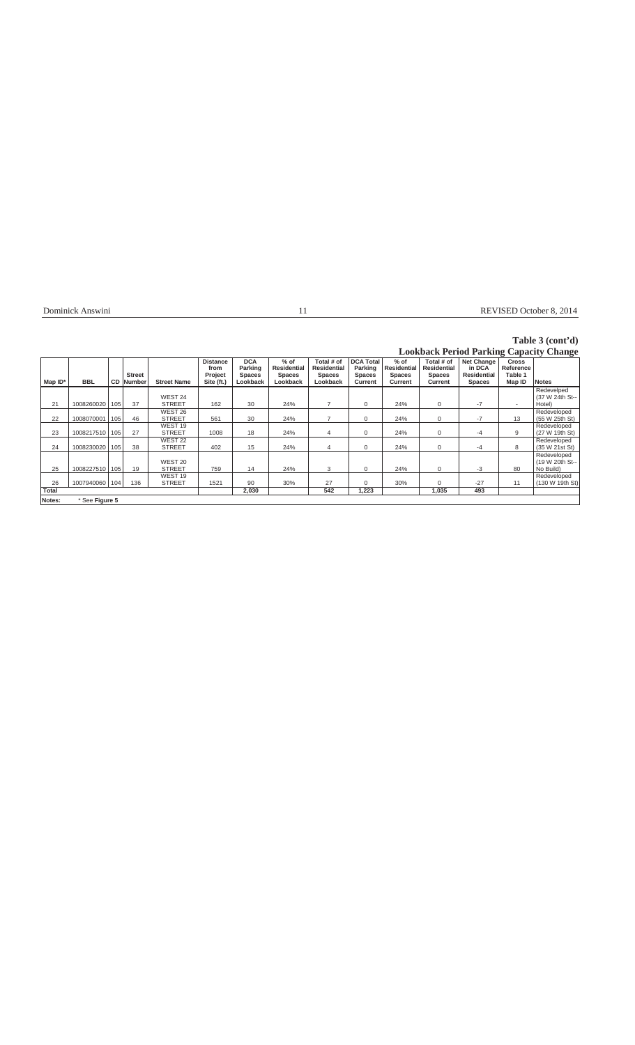# Table 3 (cont'd)

## Lookback Period Parking Capacity Change

| Map ID* | BBL | CD | Street Number | Street Name | Distance from Project Site (ft.) | DCA Parking Spaces Lookback | % of Residential Spaces Lookback | Total # of Residential Spaces Lookback | DCA Total Parking Spaces Current | % of Residential Spaces Current | Total # of Residential Spaces Current | Net Change in DCA Residential Spaces | Cross Reference Table 1 Map ID | Notes |
|---|---|---|---|---|---|---|---|---|---|---|---|---|---|---|
| 21 | 1008260020 | 105 | 37 | WEST 24 STREET | 162 | 30 | 24% | 7 | 0 | 24% | 0 | -7 | - | Redevelped (37 W 24th St--Hotel) |
| 22 | 1008070001 | 105 | 46 | WEST 26 STREET | 561 | 30 | 24% | 7 | 0 | 24% | 0 | -7 | 13 | Redeveloped (55 W 25th St) |
| 23 | 1008217510 | 105 | 27 | WEST 19 STREET | 1008 | 18 | 24% | 4 | 0 | 24% | 0 | -4 | 9 | Redeveloped (27 W 19th St) |
| 24 | 1008230020 | 105 | 38 | WEST 22 STREET | 402 | 15 | 24% | 4 | 0 | 24% | 0 | -4 | 8 | Redeveloped (35 W 21st St) |
| 25 | 1008227510 | 105 | 19 | WEST 20 STREET | 759 | 14 | 24% | 3 | 0 | 24% | 0 | -3 | 80 | Redeveloped (19 W 20th St--No Build) |
| 26 | 1007940060 | 104 | 136 | WEST 19 STREET | 1521 | 90 | 30% | 27 | 0 | 30% | 0 | -27 | 11 | Redeveloped (130 W 19th St) |
| Total | | | | | | 2,030 | | 542 | 1,223 | | 1,035 | 493 | | |

Notes: * See **Figure 5**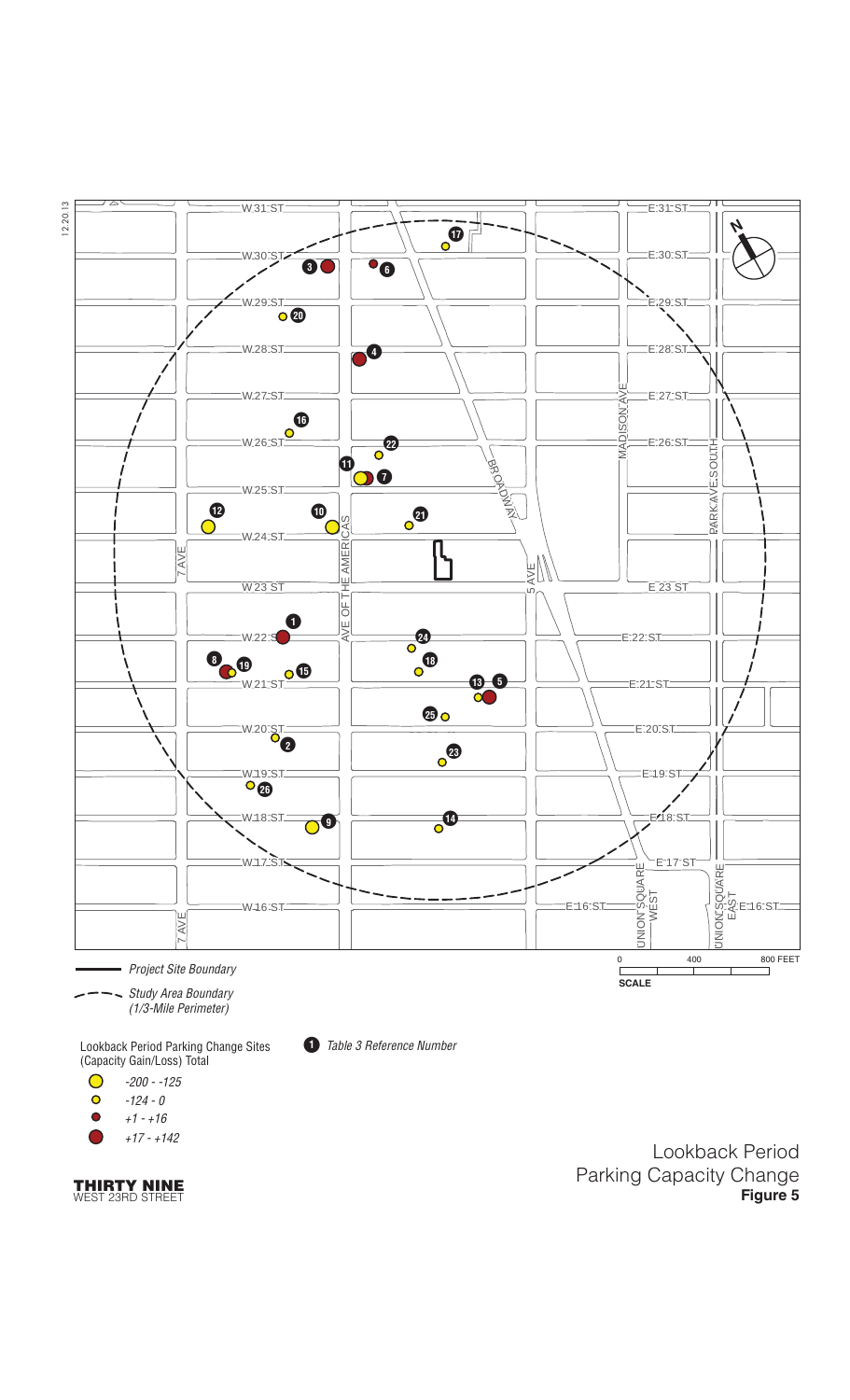12.20.13

Project Site Boundary

Study Area Boundary (1/3-Mile Perimeter)

Lookback Period Parking Change Sites (Capacity Gain/Loss) Total

- -200 - -125
- -124 - 0
- +1 - +16
- +17 - +142

Table 3 Reference Number

0 400 800 FEET

SCALE

**THIRTY NINE**
WEST 23RD STREET

Lookback Period
Parking Capacity Change
**Figure 5**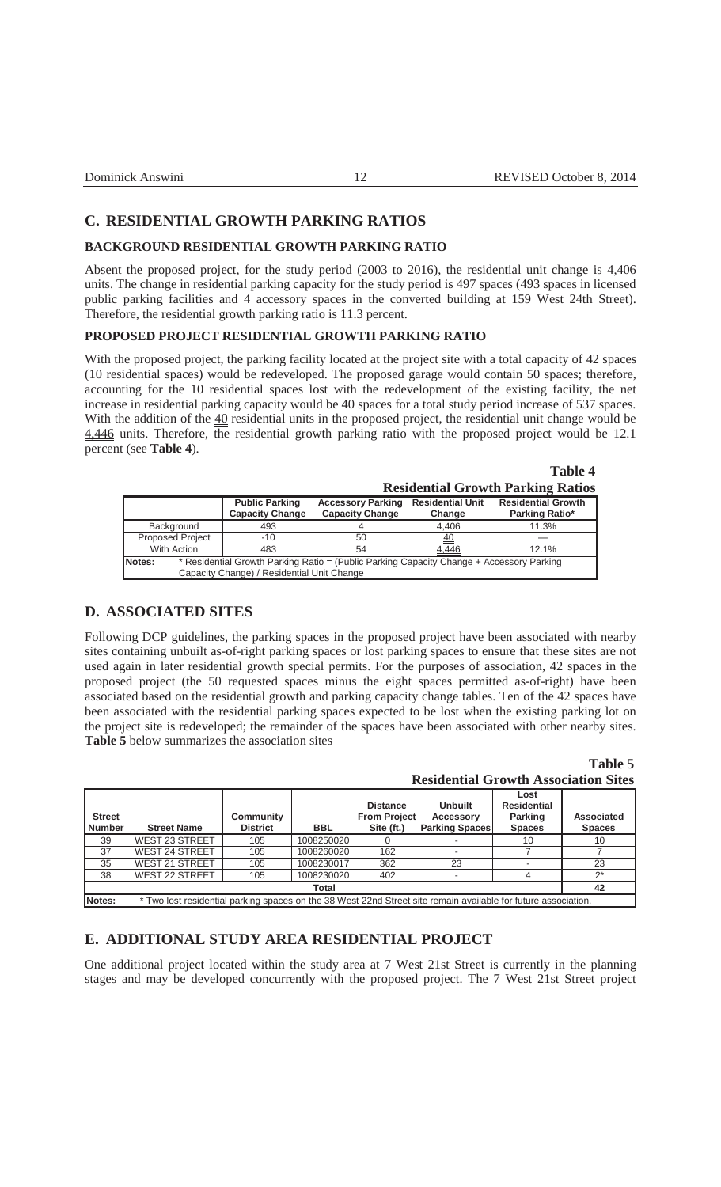## C. RESIDENTIAL GROWTH PARKING RATIOS

### BACKGROUND RESIDENTIAL GROWTH PARKING RATIO

Absent the proposed project, for the study period (2003 to 2016), the residential unit change is 4,406 units. The change in residential parking capacity for the study period is 497 spaces (493 spaces in licensed public parking facilities and 4 accessory spaces in the converted building at 159 West 24th Street). Therefore, the residential growth parking ratio is 11.3 percent.

### PROPOSED PROJECT RESIDENTIAL GROWTH PARKING RATIO

With the proposed project, the parking facility located at the project site with a total capacity of 42 spaces (10 residential spaces) would be redeveloped. The proposed garage would contain 50 spaces; therefore, accounting for the 10 residential spaces lost with the redevelopment of the existing facility, the net increase in residential parking capacity would be 40 spaces for a total study period increase of 537 spaces. With the addition of the 40 residential units in the proposed project, the residential unit change would be 4,446 units. Therefore, the residential growth parking ratio with the proposed project would be 12.1 percent (see **Table 4**).

**Table 4**
**Residential Growth Parking Ratios**

| | Public Parking Capacity Change | Accessory Parking Capacity Change | Residential Unit Change | Residential Growth Parking Ratio* |
|---|---|---|---|---|
| Background | 493 | 4 | 4,406 | 11.3% |
| Proposed Project | -10 | 50 | 40 | — |
| With Action | 483 | 54 | 4,446 | 12.1% |
| **Notes:** * Residential Growth Parking Ratio = (Public Parking Capacity Change + Accessory Parking Capacity Change) / Residential Unit Change | | | | |

## D. ASSOCIATED SITES

Following DCP guidelines, the parking spaces in the proposed project have been associated with nearby sites containing unbuilt as-of-right parking spaces or lost parking spaces to ensure that these sites are not used again in later residential growth special permits. For the purposes of association, 42 spaces in the proposed project (the 50 requested spaces minus the eight spaces permitted as-of-right) have been associated based on the residential growth and parking capacity change tables. Ten of the 42 spaces have been associated with the residential parking spaces expected to be lost when the existing parking lot on the project site is redeveloped; the remainder of the spaces have been associated with other nearby sites. **Table 5** below summarizes the association sites

**Table 5**
**Residential Growth Association Sites**

| Street Number | Street Name | Community District | BBL | Distance From Project Site (ft.) | Unbuilt Accessory Parking Spaces | Lost Residential Parking Spaces | Associated Spaces |
|---|---|---|---|---|---|---|---|
| 39 | WEST 23 STREET | 105 | 1008250020 | 0 | - | 10 | 10 |
| 37 | WEST 24 STREET | 105 | 1008260020 | 162 | - | 7 | 7 |
| 35 | WEST 21 STREET | 105 | 1008230017 | 362 | 23 | - | 23 |
| 38 | WEST 22 STREET | 105 | 1008230020 | 402 | - | 4 | 2* |
| | | | | **Total** | | | **42** |
| **Notes:** * Two lost residential parking spaces on the 38 West 22nd Street site remain available for future association. | | | | | | | |

## E. ADDITIONAL STUDY AREA RESIDENTIAL PROJECT

One additional project located within the study area at 7 West 21st Street is currently in the planning stages and may be developed concurrently with the proposed project. The 7 West 21st Street project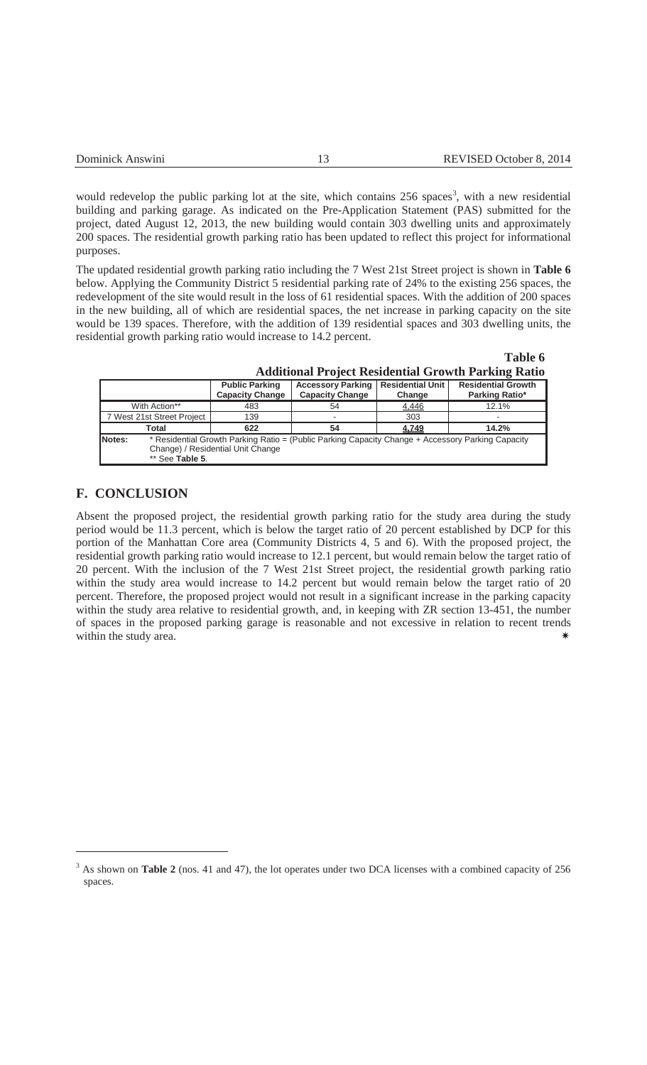would redevelop the public parking lot at the site, which contains 256 spaces[3], with a new residential building and parking garage. As indicated on the Pre-Application Statement (PAS) submitted for the project, dated August 12, 2013, the new building would contain 303 dwelling units and approximately 200 spaces. The residential growth parking ratio has been updated to reflect this project for informational purposes.

The updated residential growth parking ratio including the 7 West 21st Street project is shown in **Table 6** below. Applying the Community District 5 residential parking rate of 24% to the existing 256 spaces, the redevelopment of the site would result in the loss of 61 residential spaces. With the addition of 200 spaces in the new building, all of which are residential spaces, the net increase in parking capacity on the site would be 139 spaces. Therefore, with the addition of 139 residential spaces and 303 dwelling units, the residential growth parking ratio would increase to 14.2 percent.

**Table 6**
**Additional Project Residential Growth Parking Ratio**

| | Public Parking Capacity Change | Accessory Parking Capacity Change | Residential Unit Change | Residential Growth Parking Ratio* |
|---|---|---|---|---|
| With Action** | 483 | 54 | 4,446 | 12.1% |
| 7 West 21st Street Project | 139 | - | 303 | - |
| **Total** | **622** | **54** | **4,749** | **14.2%** |

**Notes:** * Residential Growth Parking Ratio = (Public Parking Capacity Change + Accessory Parking Capacity Change) / Residential Unit Change
** See **Table 5**.

## F. CONCLUSION

Absent the proposed project, the residential growth parking ratio for the study area during the study period would be 11.3 percent, which is below the target ratio of 20 percent established by DCP for this portion of the Manhattan Core area (Community Districts 4, 5 and 6). With the proposed project, the residential growth parking ratio would increase to 12.1 percent, but would remain below the target ratio of 20 percent. With the inclusion of the 7 West 21st Street project, the residential growth parking ratio within the study area would increase to 14.2 percent but would remain below the target ratio of 20 percent. Therefore, the proposed project would not result in a significant increase in the parking capacity within the study area relative to residential growth, and, in keeping with ZR section 13-451, the number of spaces in the proposed parking garage is reasonable and not excessive in relation to recent trends within the study area. *

[3] As shown on **Table 2** (nos. 41 and 47), the lot operates under two DCA licenses with a combined capacity of 256 spaces.